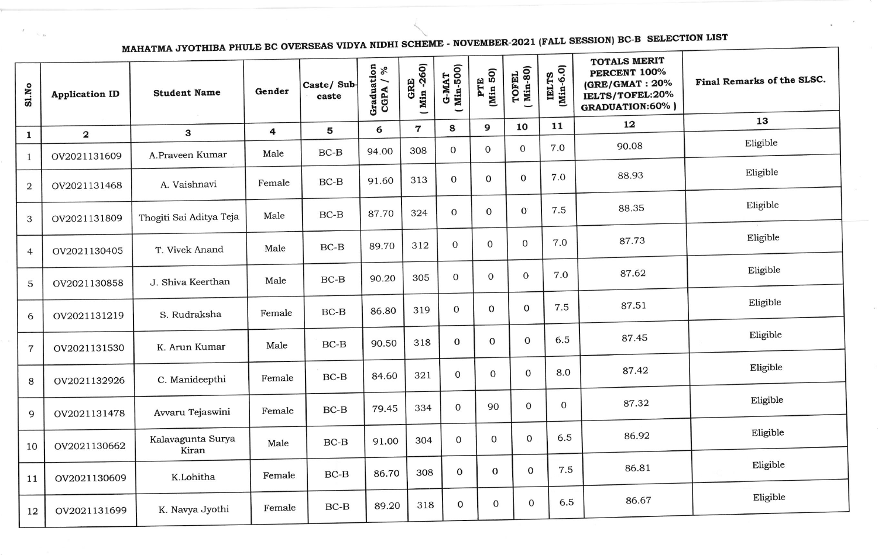# MAHATMA JYOTHIBA PHULE BC OVERSEAS VIDYA NIDHI SCHEME - NOVEMBER-2021 (FALL SESSION) BC-B SELECTION LIST

| Sl.No | Application ID | Student Name | Gender | Caste/ Sub-caste | Graduation CGPA / % | GRE ( Min -260) | G-MAT ( Min-500) | PTE (Min 50) | TOFEL ( Min-80) | IELTS (Min-6.0) | TOTALS MERIT PERCENT 100% (GRE/GMAT : 20% IELTS/TOFEL:20% GRADUATION:60% ) | Final Remarks of the SLSC. |
|---|---|---|---|---|---|---|---|---|---|---|---|---|
| 1 | 2 | 3 | 4 | 5 | 6 | 7 | 8 | 9 | 10 | 11 | 12 | 13 |
| 1 | OV2021131609 | A.Praveen Kumar | Male | BC-B | 94.00 | 308 | 0 | 0 | 0 | 7.0 | 90.08 | Eligible |
| 2 | OV2021131468 | A. Vaishnavi | Female | BC-B | 91.60 | 313 | 0 | 0 | 0 | 7.0 | 88.93 | Eligible |
| 3 | OV2021131809 | Thogiti Sai Aditya Teja | Male | BC-B | 87.70 | 324 | 0 | 0 | 0 | 7.5 | 88.35 | Eligible |
| 4 | OV2021130405 | T. Vivek Anand | Male | BC-B | 89.70 | 312 | 0 | 0 | 0 | 7.0 | 87.73 | Eligible |
| 5 | OV2021130858 | J. Shiva Keerthan | Male | BC-B | 90.20 | 305 | 0 | 0 | 0 | 7.0 | 87.62 | Eligible |
| 6 | OV2021131219 | S. Rudraksha | Female | BC-B | 86.80 | 319 | 0 | 0 | 0 | 7.5 | 87.51 | Eligible |
| 7 | OV2021131530 | K. Arun Kumar | Male | BC-B | 90.50 | 318 | 0 | 0 | 0 | 6.5 | 87.45 | Eligible |
| 8 | OV2021132926 | C. Manideepthi | Female | BC-B | 84.60 | 321 | 0 | 0 | 0 | 8.0 | 87.42 | Eligible |
| 9 | OV2021131478 | Avvaru Tejaswini | Female | BC-B | 79.45 | 334 | 0 | 90 | 0 | 0 | 87.32 | Eligible |
| 10 | OV2021130662 | Kalavagunta Surya Kiran | Male | BC-B | 91.00 | 304 | 0 | 0 | 0 | 6.5 | 86.92 | Eligible |
| 11 | OV2021130609 | K.Lohitha | Female | BC-B | 86.70 | 308 | 0 | 0 | 0 | 7.5 | 86.81 | Eligible |
| 12 | OV2021131699 | K. Navya Jyothi | Female | BC-B | 89.20 | 318 | 0 | 0 | 0 | 6.5 | 86.67 | Eligible |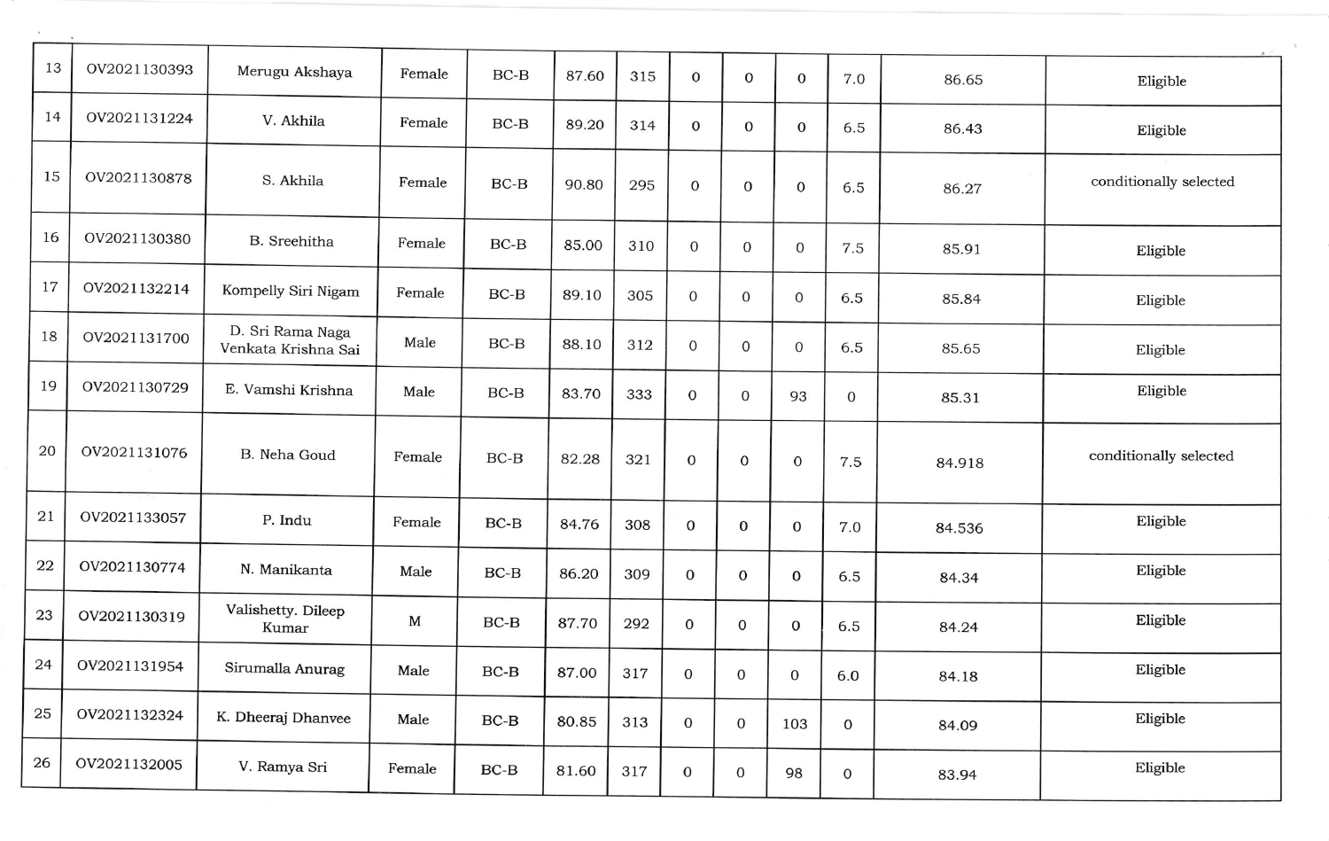| | | | | | | | | | | | | |
|---|---|---|---|---|---|---|---|---|---|---|---|---|
| 13 | OV2021130393 | Merugu Akshaya | Female | BC-B | 87.60 | 315 | 0 | 0 | 0 | 7.0 | 86.65 | Eligible |
| 14 | OV2021131224 | V. Akhila | Female | BC-B | 89.20 | 314 | 0 | 0 | 0 | 6.5 | 86.43 | Eligible |
| 15 | OV2021130878 | S. Akhila | Female | BC-B | 90.80 | 295 | 0 | 0 | 0 | 6.5 | 86.27 | conditionally selected |
| 16 | OV2021130380 | B. Sreehitha | Female | BC-B | 85.00 | 310 | 0 | 0 | 0 | 7.5 | 85.91 | Eligible |
| 17 | OV2021132214 | Kompelly Siri Nigam | Female | BC-B | 89.10 | 305 | 0 | 0 | 0 | 6.5 | 85.84 | Eligible |
| 18 | OV2021131700 | D. Sri Rama Naga Venkata Krishna Sai | Male | BC-B | 88.10 | 312 | 0 | 0 | 0 | 6.5 | 85.65 | Eligible |
| 19 | OV2021130729 | E. Vamshi Krishna | Male | BC-B | 83.70 | 333 | 0 | 0 | 93 | 0 | 85.31 | Eligible |
| 20 | OV2021131076 | B. Neha Goud | Female | BC-B | 82.28 | 321 | 0 | 0 | 0 | 7.5 | 84.918 | conditionally selected |
| 21 | OV2021133057 | P. Indu | Female | BC-B | 84.76 | 308 | 0 | 0 | 0 | 7.0 | 84.536 | Eligible |
| 22 | OV2021130774 | N. Manikanta | Male | BC-B | 86.20 | 309 | 0 | 0 | 0 | 6.5 | 84.34 | Eligible |
| 23 | OV2021130319 | Valishetty. Dileep Kumar | M | BC-B | 87.70 | 292 | 0 | 0 | 0 | 6.5 | 84.24 | Eligible |
| 24 | OV2021131954 | Sirumalla Anurag | Male | BC-B | 87.00 | 317 | 0 | 0 | 0 | 6.0 | 84.18 | Eligible |
| 25 | OV2021132324 | K. Dheeraj Dhanvee | Male | BC-B | 80.85 | 313 | 0 | 0 | 103 | 0 | 84.09 | Eligible |
| 26 | OV2021132005 | V. Ramya Sri | Female | BC-B | 81.60 | 317 | 0 | 0 | 98 | 0 | 83.94 | Eligible |